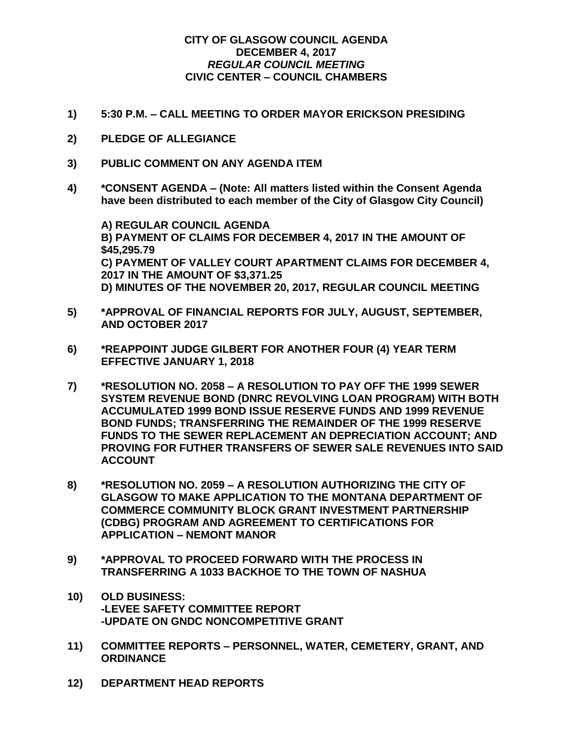# CITY OF GLASGOW COUNCIL AGENDA
## DECEMBER 4, 2017
### *REGULAR COUNCIL MEETING*
### CIVIC CENTER – COUNCIL CHAMBERS

**1) 5:30 P.M. – CALL MEETING TO ORDER MAYOR ERICKSON PRESIDING**

**2) PLEDGE OF ALLEGIANCE**

**3) PUBLIC COMMENT ON ANY AGENDA ITEM**

**4) *CONSENT AGENDA – (Note: All matters listed within the Consent Agenda have been distributed to each member of the City of Glasgow City Council)**

**A) REGULAR COUNCIL AGENDA**
**B) PAYMENT OF CLAIMS FOR DECEMBER 4, 2017 IN THE AMOUNT OF $45,295.79**
**C) PAYMENT OF VALLEY COURT APARTMENT CLAIMS FOR DECEMBER 4, 2017 IN THE AMOUNT OF $3,371.25**
**D) MINUTES OF THE NOVEMBER 20, 2017, REGULAR COUNCIL MEETING**

**5) *APPROVAL OF FINANCIAL REPORTS FOR JULY, AUGUST, SEPTEMBER, AND OCTOBER 2017**

**6) *REAPPOINT JUDGE GILBERT FOR ANOTHER FOUR (4) YEAR TERM EFFECTIVE JANUARY 1, 2018**

**7) *RESOLUTION NO. 2058 – A RESOLUTION TO PAY OFF THE 1999 SEWER SYSTEM REVENUE BOND (DNRC REVOLVING LOAN PROGRAM) WITH BOTH ACCUMULATED 1999 BOND ISSUE RESERVE FUNDS AND 1999 REVENUE BOND FUNDS; TRANSFERRING THE REMAINDER OF THE 1999 RESERVE FUNDS TO THE SEWER REPLACEMENT AN DEPRECIATION ACCOUNT; AND PROVING FOR FUTHER TRANSFERS OF SEWER SALE REVENUES INTO SAID ACCOUNT**

**8) *RESOLUTION NO. 2059 – A RESOLUTION AUTHORIZING THE CITY OF GLASGOW TO MAKE APPLICATION TO THE MONTANA DEPARTMENT OF COMMERCE COMMUNITY BLOCK GRANT INVESTMENT PARTNERSHIP (CDBG) PROGRAM AND AGREEMENT TO CERTIFICATIONS FOR APPLICATION – NEMONT MANOR**

**9) *APPROVAL TO PROCEED FORWARD WITH THE PROCESS IN TRANSFERRING A 1033 BACKHOE TO THE TOWN OF NASHUA**

**10) OLD BUSINESS:**
**-LEVEE SAFETY COMMITTEE REPORT**
**-UPDATE ON GNDC NONCOMPETITIVE GRANT**

**11) COMMITTEE REPORTS – PERSONNEL, WATER, CEMETERY, GRANT, AND ORDINANCE**

**12) DEPARTMENT HEAD REPORTS**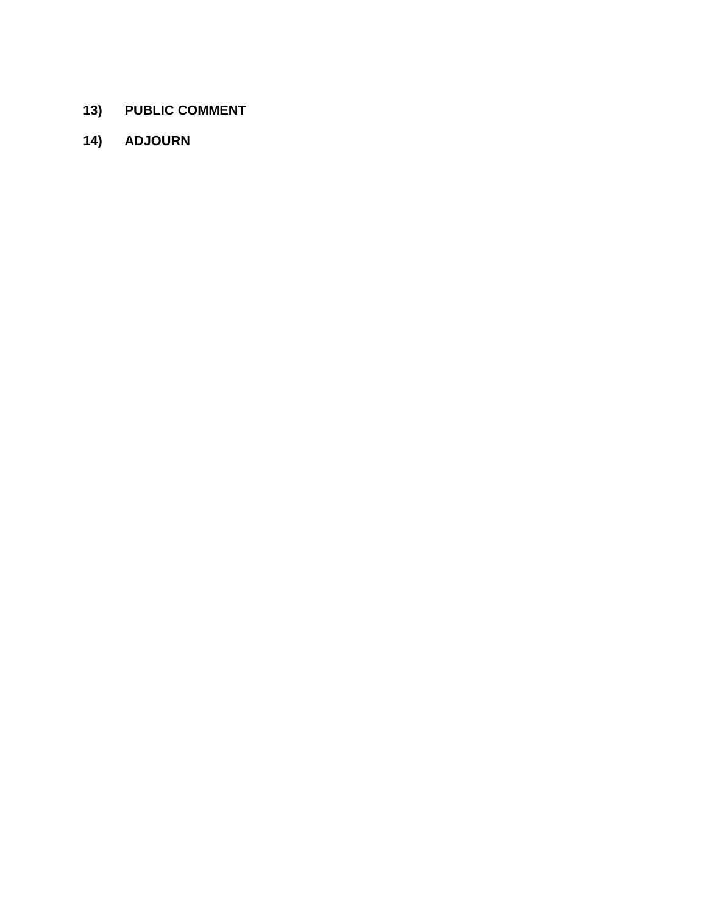**13) PUBLIC COMMENT**

**14) ADJOURN**